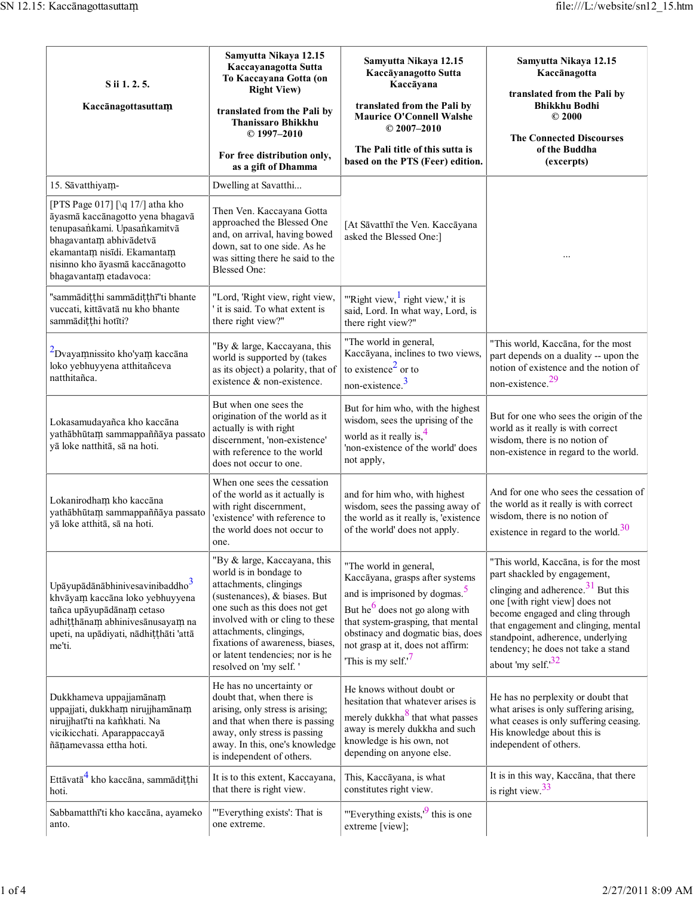| S ii 1. 2. 5. **Kaccānagottasuttaṃ** | **Samyutta Nikaya 12.15 Kaccayanagotta Sutta To Kaccayana Gotta (on Right View)** **translated from the Pali by Thanissaro Bhikkhu © 1997–2010** **For free distribution only, as a gift of Dhamma** | **Samyutta Nikaya 12.15 Kaccāyanagotto Sutta Kaccāyana** **translated from the Pali by Maurice O'Connell Walshe © 2007–2010** **The Pali title of this sutta is based on the PTS (Feer) edition.** | **Samyutta Nikaya 12.15 Kaccānagotta** **translated from the Pali by Bhikkhu Bodhi © 2000** **The Connected Discourses of the Buddha (excerpts)** |
|---|---|---|---|
| 15. Sāvatthiyaṃ- | Dwelling at Savatthi... | [At Sāvatthī the Ven. Kaccāyana asked the Blessed One:] | ... |
| [PTS Page 017] [\q 17/] atha kho āyasmā kaccānagotto yena bhagavā tenupasaṅkami. Upasaṅkamitvā bhagavantaṃ abhivādetvā ekamantaṃ nisīdi. Ekamantaṃ nisinno kho āyasmā kaccānagotto bhagavantaṃ etadavoca: | Then Ven. Kaccayana Gotta approached the Blessed One and, on arrival, having bowed down, sat to one side. As he was sitting there he said to the Blessed One: | | |
| "sammādiṭṭhi sammādiṭṭhī"ti bhante vuccati, kittāvatā nu kho bhante sammādiṭṭhi hotīti? | "Lord, 'Right view, right view,' it is said. To what extent is there right view?" | "'Right view,[1] right view,' it is said, Lord. In what way, Lord, is there right view?" | |
| [2]Dvayaṃnissito kho'yaṃ kaccāna loko yebhuyyena atthitañceva natthitañca. | "By & large, Kaccayana, this world is supported by (takes as its object) a polarity, that of existence & non-existence. | "The world in general, Kaccāyana, inclines to two views, to existence[2] or to non-existence.[3] | "This world, Kaccāna, for the most part depends on a duality -- upon the notion of existence and the notion of non-existence.[29] |
| Lokasamudayañca kho kaccāna yathābhūtaṃ sammappaññāya passato yā loke natthitā, sā na hoti. | But when one sees the origination of the world as it actually is with right discernment, 'non-existence' with reference to the world does not occur to one. | But for him who, with the highest wisdom, sees the uprising of the world as it really is,[4] 'non-existence of the world' does not apply, | But for one who sees the origin of the world as it really is with correct wisdom, there is no notion of non-existence in regard to the world. |
| Lokanirodhaṃ kho kaccāna yathābhūtaṃ sammappaññāya passato yā loke atthitā, sā na hoti. | When one sees the cessation of the world as it actually is with right discernment, 'existence' with reference to the world does not occur to one. | and for him who, with highest wisdom, sees the passing away of the world as it really is, 'existence of the world' does not apply. | And for one who sees the cessation of the world as it really is with correct wisdom, there is no notion of existence in regard to the world.[30] |
| Upāyupādānābhinivesavinibaddho[3] khvāyaṃ kaccāna loko yebhuyyena tañca upāyupādānaṃ cetaso adhiṭṭhānaṃ abhinivesānusayaṃ na upeti, na upādiyati, nādhiṭṭhāti 'attā me'ti. | "By & large, Kaccayana, this world is in bondage to attachments, clingings (sustenances), & biases. But one such as this does not get involved with or cling to these attachments, clingings, fixations of awareness, biases, or latent tendencies; nor is he resolved on 'my self.' | "The world in general, Kaccāyana, grasps after systems and is imprisoned by dogmas.[5] But he[6] does not go along with that system-grasping, that mental obstinacy and dogmatic bias, does not grasp at it, does not affirm: 'This is my self.'[7] | "This world, Kaccāna, is for the most part shackled by engagement, clinging and adherence.[31] But this one [with right view] does not become engaged and cling through that engagement and clinging, mental standpoint, adherence, underlying tendency; he does not take a stand about 'my self.'[32] |
| Dukkhameva uppajjamānaṃ uppajjati, dukkhaṃ nirujjhamānaṃ nirujjhatī'ti na kaṅkhati. Na vicikicchati. Aparappaccayā ñāṇamevassa ettha hoti. | He has no uncertainty or doubt that, when there is arising, only stress is arising; and that when there is passing away, only stress is passing away. In this, one's knowledge is independent of others. | He knows without doubt or hesitation that whatever arises is merely dukkha[8] that what passes away is merely dukkha and such knowledge is his own, not depending on anyone else. | He has no perplexity or doubt that what arises is only suffering arising, what ceases is only suffering ceasing. His knowledge about this is independent of others. |
| Ettāvatā[4] kho kaccāna, sammādiṭṭhi hoti. | It is to this extent, Kaccayana, that there is right view. | This, Kaccāyana, is what constitutes right view. | It is in this way, Kaccāna, that there is right view.[33] |
| Sabbamatthī'ti kho kaccāna, ayameko anto. | "'Everything exists': That is one extreme. | "'Everything exists,'[9] this is one extreme [view]; | |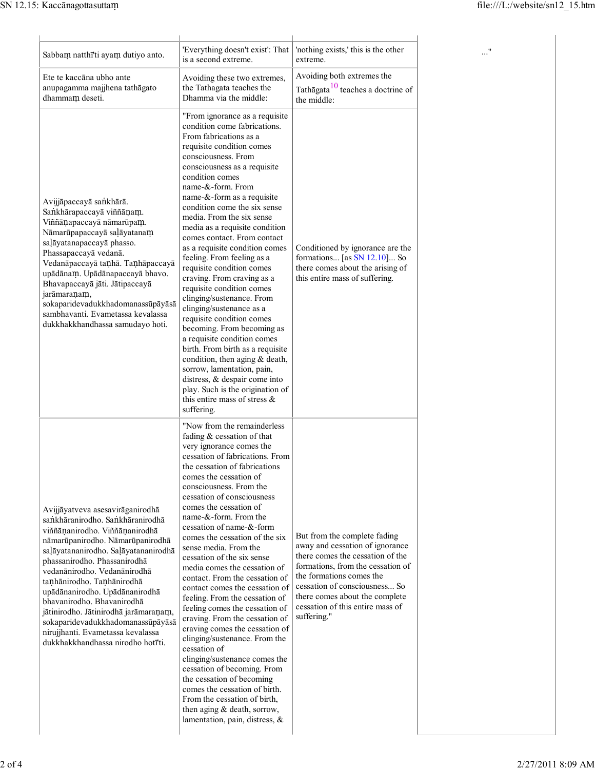| | | | |
|---|---|---|---|
| Sabbaṃ natthī'ti ayaṃ dutiyo anto. | 'Everything doesn't exist': That is a second extreme. | 'nothing exists,' this is the other extreme. | ..." |
| Ete te kaccāna ubho ante anupagamma majjhena tathāgato dhammaṃ deseti. | Avoiding these two extremes, the Tathagata teaches the Dhamma via the middle: | Avoiding both extremes the Tathāgata[10] teaches a doctrine of the middle: | |
| Avijjāpaccayā saṅkhārā. Saṅkhārapaccayā viññāṇaṃ. Viññāṇapaccayā nāmarūpaṃ. Nāmarūpapaccayā saḷāyatanaṃ saḷāyatanapaccayā phasso. Phassapaccayā vedanā. Vedanāpaccayā taṇhā. Taṇhāpaccayā upādānaṃ. Upādānapaccayā bhavo. Bhavapaccayā jāti. Jātipaccayā jarāmaraṇaṃ, sokaparidevadukkhadomanassūpāyāsā sambhavanti. Evametassa kevalassa dukkhakkhandhassa samudayo hoti. | "From ignorance as a requisite condition come fabrications. From fabrications as a requisite condition comes consciousness. From consciousness as a requisite condition comes name-&-form. From name-&-form as a requisite condition come the six sense media. From the six sense media as a requisite condition comes contact. From contact as a requisite condition comes feeling. From feeling as a requisite condition comes craving. From craving as a requisite condition comes clinging/sustenance. From clinging/sustenance as a requisite condition comes becoming. From becoming as a requisite condition comes birth. From birth as a requisite condition, then aging & death, sorrow, lamentation, pain, distress, & despair come into play. Such is the origination of this entire mass of stress & suffering. | Conditioned by ignorance are the formations... [as SN 12.10]... So there comes about the arising of this entire mass of suffering. | |
| Avijjāyatveva asesavirāganirodhā saṅkhāranirodho. Saṅkhāranirodhā viññāṇanirodho. Viññāṇanirodhā nāmarūpanirodho. Nāmarūpanirodhā saḷāyatananirodho. Saḷāyatananirodhā phassanirodho. Phassanirodhā vedanānirodho. Vedanānirodhā taṇhānirodho. Taṇhānirodhā upādānanirodho. Upādānanirodhā bhavanirodho. Bhavanirodhā jātinirodho. Jātinirodhā jarāmaraṇaṃ, sokaparidevadukkhadomanassūpāyāsā nirujjhanti. Evametassa kevalassa dukkhakkhandhassa nirodho hotī'ti. | "Now from the remainderless fading & cessation of that very ignorance comes the cessation of fabrications. From the cessation of fabrications comes the cessation of consciousness. From the cessation of consciousness comes the cessation of name-&-form. From the cessation of name-&-form comes the cessation of the six sense media. From the cessation of the six sense media comes the cessation of contact. From the cessation of contact comes the cessation of feeling. From the cessation of feeling comes the cessation of craving. From the cessation of craving comes the cessation of clinging/sustenance. From the cessation of clinging/sustenance comes the cessation of becoming. From the cessation of becoming comes the cessation of birth. From the cessation of birth, then aging & death, sorrow, lamentation, pain, distress, & | But from the complete fading away and cessation of ignorance there comes the cessation of the formations, from the cessation of the formations comes the cessation of consciousness... So there comes about the complete cessation of this entire mass of suffering." | |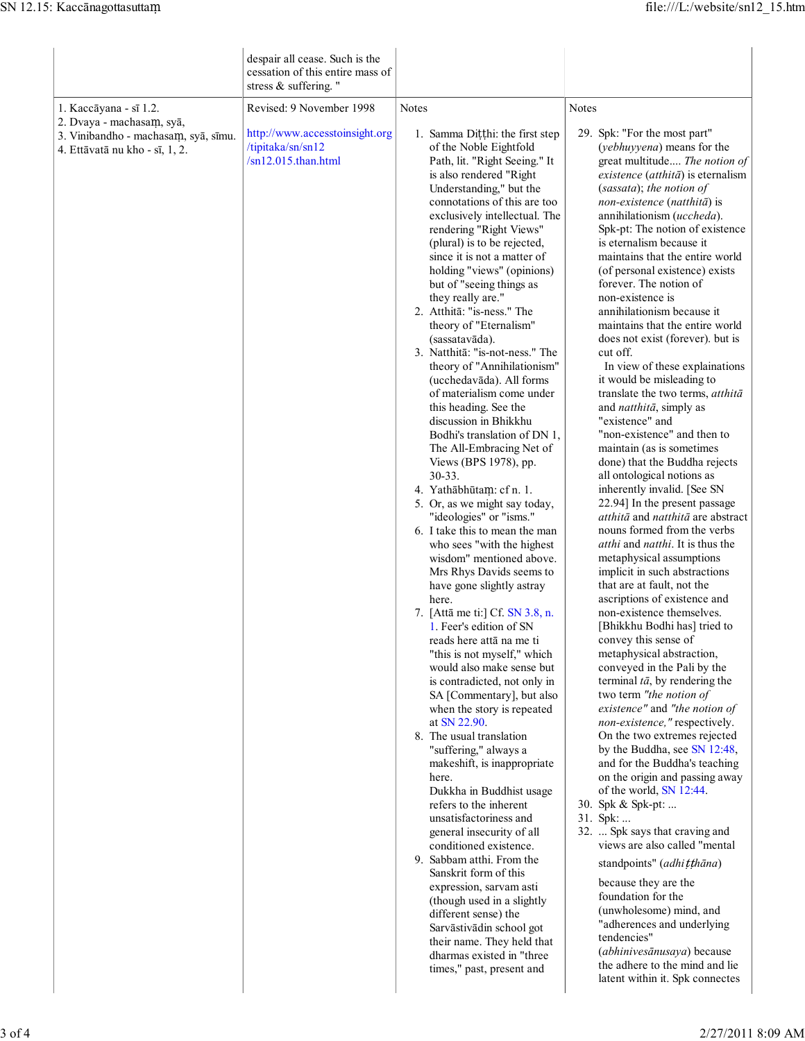despair all cease. Such is the cessation of this entire mass of stress & suffering. "

1. Kaccāyana - sī 1.2.
2. Dvaya - machasaṃ, syā,
3. Vinibandho - machasaṃ, syā, sīmu.
4. Ettāvatā nu kho - sī, 1, 2.

Revised: 9 November 1998

http://www.accesstoinsight.org/tipitaka/sn/sn12/sn12.015.than.html

Notes

1. Samma Diṭṭhi: the first step of the Noble Eightfold Path, lit. "Right Seeing." It is also rendered "Right Understanding," but the connotations of this are too exclusively intellectual. The rendering "Right Views" (plural) is to be rejected, since it is not a matter of holding "views" (opinions) but of "seeing things as they really are."
2. Atthitā: "is-ness." The theory of "Eternalism" (sassatavāda).
3. Natthitā: "is-not-ness." The theory of "Annihilationism" (ucchedavāda). All forms of materialism come under this heading. See the discussion in Bhikkhu Bodhi's translation of DN 1, The All-Embracing Net of Views (BPS 1978), pp. 30-33.
4. Yathābhūtaṃ: cf n. 1.
5. Or, as we might say today, "ideologies" or "isms."
6. I take this to mean the man who sees "with the highest wisdom" mentioned above. Mrs Rhys Davids seems to have gone slightly astray here.
7. [Attā me ti:] Cf. SN 3.8, n. 1. Feer's edition of SN reads here attā na me ti "this is not myself," which would also make sense but is contradicted, not only in SA [Commentary], but also when the story is repeated at SN 22.90.
8. The usual translation "suffering," always a makeshift, is inappropriate here.
   Dukkha in Buddhist usage refers to the inherent unsatisfactoriness and general insecurity of all conditioned existence.
9. Sabbam atthi. From the Sanskrit form of this expression, sarvam asti (though used in a slightly different sense) the Sarvāstivādin school got their name. They held that dharmas existed in "three times," past, present and

Notes

29. Spk: "For the most part" (*yebhuyyena*) means for the great multitude.... *The notion of existence* (*atthitā*) is eternalism (*sassata*); *the notion of non-existence* (*natthitā*) is annihilationism (*uccheda*). Spk-pt: The notion of existence is eternalism because it maintains that the entire world (of personal existence) exists forever. The notion of non-existence is annihilationism because it maintains that the entire world does not exist (forever). but is cut off.
   In view of these explainations it would be misleading to translate the two terms, *atthitā* and *natthitā*, simply as "existence" and "non-existence" and then to maintain (as is sometimes done) that the Buddha rejects all ontological notions as inherently invalid. [See SN 22.94] In the present passage *atthitā* and *natthitā* are abstract nouns formed from the verbs *atthi* and *natthi*. It is thus the metaphysical assumptions implicit in such abstractions that are at fault, not the ascriptions of existence and non-existence themselves. [Bhikkhu Bodhi has] tried to convey this sense of metaphysical abstraction, conveyed in the Pali by the terminal *tā*, by rendering the two term *"the notion of existence"* and *"the notion of non-existence,"* respectively. On the two extremes rejected by the Buddha, see SN 12:48, and for the Buddha's teaching on the origin and passing away of the world, SN 12:44.
30. Spk & Spk-pt: ...
31. Spk: ...
32. ... Spk says that craving and views are also called "mental standpoints" (*adhiṭṭhāna*) because they are the foundation for the (unwholesome) mind, and "adherences and underlying tendencies" (*abhinivesānusaya*) because the adhere to the mind and lie latent within it. Spk connectes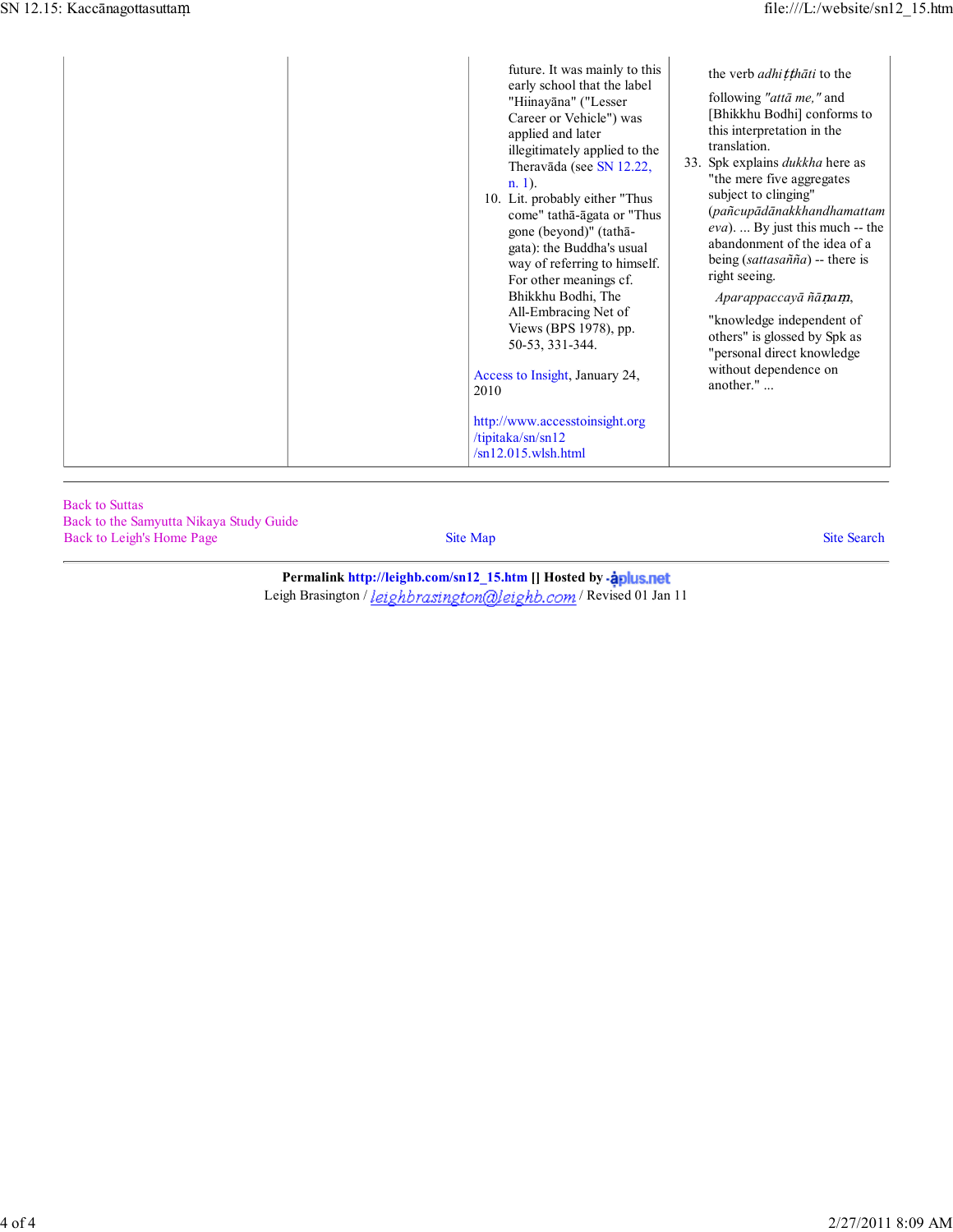future. It was mainly to this early school that the label "Hiinayāna" ("Lesser Career or Vehicle") was applied and later illegitimately applied to the Theravāda (see SN 12.22, n. 1).

10. Lit. probably either "Thus come" tathā-āgata or "Thus gone (beyond)" (tathā-gata): the Buddha's usual way of referring to himself. For other meanings cf. Bhikkhu Bodhi, The All-Embracing Net of Views (BPS 1978), pp. 50-53, 331-344.

Access to Insight, January 24, 2010

http://www.accesstoinsight.org/tipitaka/sn/sn12/sn12.015.wlsh.html

the verb *adhiṭṭhāti* to the following *"attā me,"* and [Bhikkhu Bodhi] conforms to this interpretation in the translation.

33. Spk explains *dukkha* here as "the mere five aggregates subject to clinging" (*pañcupādānakkhandhamattam eva*). ... By just this much -- the abandonment of the idea of a being (*sattasañña*) -- there is right seeing.

*Aparappaccayā ñāṇaṃ*, "knowledge independent of others" is glossed by Spk as "personal direct knowledge without dependence on another." ...

---

Back to Suttas
Back to the Samyutta Nikaya Study Guide
Back to Leigh's Home Page

Site Map

Site Search

---

**Permalink http://leighb.com/sn12_15.htm [| Hosted by aplus.net**
Leigh Brasington / leighbrasington@leighb.com / Revised 01 Jan 11